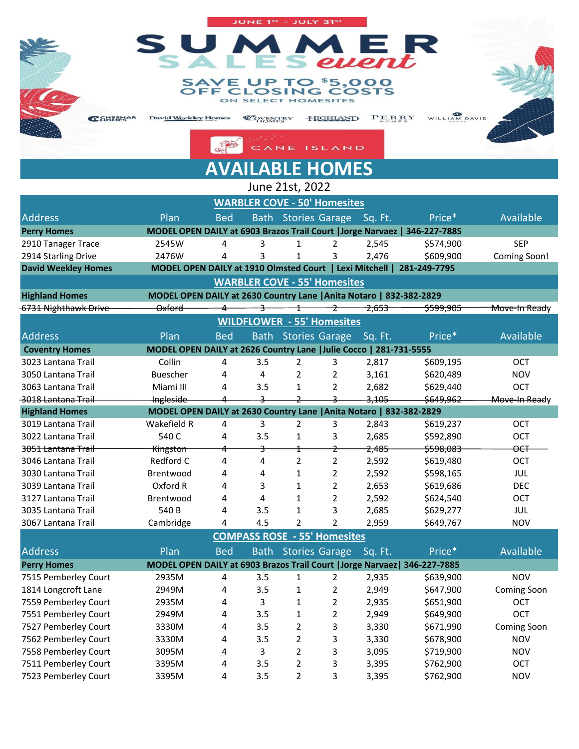JUNE 1ST – JULY 31ST

# SUMMER SALES event

## SAVE UP TO $5,000 OFF CLOSING COSTS

ON SELECT HOMESITES

CHESMAR HOMES | David Weekley Homes | COVENTRY HOMES | HIGHLAND | PERRY HOMES | WILLIAM DAVID HOMES

CANE ISLAND

# AVAILABLE HOMES

June 21st, 2022

## WARBLER COVE - 50' Homesites

| Address | Plan | Bed | Bath | Stories | Garage | Sq. Ft. | Price* | Available |
|---|---|---|---|---|---|---|---|---|
| **Perry Homes** | **MODEL OPEN DAILY at 6903 Brazos Trail Court \| Jorge Narvaez \| 346-227-7885** | | | | | | | |
| 2910 Tanager Trace | 2545W | 4 | 3 | 1 | 2 | 2,545 | $574,900 | SEP |
| 2914 Starling Drive | 2476W | 4 | 3 | 1 | 3 | 2,476 | $609,900 | Coming Soon! |
| **David Weekley Homes** | **MODEL OPEN DAILY at 1910 Olmsted Court \| Lexi Mitchell \| 281-249-7795** | | | | | | | |

## WARBLER COVE - 55' Homesites

| Address | Plan | Bed | Bath | Stories | Garage | Sq. Ft. | Price* | Available |
|---|---|---|---|---|---|---|---|---|
| **Highland Homes** | **MODEL OPEN DAILY at 2630 Country Lane \| Anita Notaro \| 832-382-2829** | | | | | | | |
| ~~6731 Nighthawk Drive~~ | ~~Oxford~~ | ~~4~~ | ~~3~~ | ~~1~~ | ~~2~~ | ~~2,653~~ | ~~$599,905~~ | ~~Move-In Ready~~ |

## WILDFLOWER - 55' Homesites

| Address | Plan | Bed | Bath | Stories | Garage | Sq. Ft. | Price* | Available |
|---|---|---|---|---|---|---|---|---|
| **Coventry Homes** | **MODEL OPEN DAILY at 2626 Country Lane \| Julie Cocco \| 281-731-5555** | | | | | | | |
| 3023 Lantana Trail | Collin | 4 | 3.5 | 2 | 3 | 2,817 | $609,195 | OCT |
| 3050 Lantana Trail | Buescher | 4 | 4 | 2 | 2 | 3,161 | $620,489 | NOV |
| 3063 Lantana Trail | Miami III | 4 | 3.5 | 1 | 2 | 2,682 | $629,440 | OCT |
| ~~3018 Lantana Trail~~ | ~~Ingleside~~ | ~~4~~ | ~~3~~ | ~~2~~ | ~~3~~ | ~~3,105~~ | ~~$649,962~~ | ~~Move-In Ready~~ |
| **Highland Homes** | **MODEL OPEN DAILY at 2630 Country Lane \| Anita Notaro \| 832-382-2829** | | | | | | | |
| 3019 Lantana Trail | Wakefield R | 4 | 3 | 2 | 3 | 2,843 | $619,237 | OCT |
| 3022 Lantana Trail | 540 C | 4 | 3.5 | 1 | 3 | 2,685 | $592,890 | OCT |
| ~~3051 Lantana Trail~~ | ~~Kingston~~ | ~~4~~ | ~~3~~ | ~~1~~ | ~~2~~ | ~~2,485~~ | ~~$598,083~~ | ~~OCT~~ |
| 3046 Lantana Trail | Redford C | 4 | 4 | 2 | 2 | 2,592 | $619,480 | OCT |
| 3030 Lantana Trail | Brentwood | 4 | 4 | 1 | 2 | 2,592 | $598,165 | JUL |
| 3039 Lantana Trail | Oxford R | 4 | 3 | 1 | 2 | 2,653 | $619,686 | DEC |
| 3127 Lantana Trail | Brentwood | 4 | 4 | 1 | 2 | 2,592 | $624,540 | OCT |
| 3035 Lantana Trail | 540 B | 4 | 3.5 | 1 | 3 | 2,685 | $629,277 | JUL |
| 3067 Lantana Trail | Cambridge | 4 | 4.5 | 2 | 2 | 2,959 | $649,767 | NOV |

## COMPASS ROSE - 55' Homesites

| Address | Plan | Bed | Bath | Stories | Garage | Sq. Ft. | Price* | Available |
|---|---|---|---|---|---|---|---|---|
| **Perry Homes** | **MODEL OPEN DAILY at 6903 Brazos Trail Court \| Jorge Narvaez \| 346-227-7885** | | | | | | | |
| 7515 Pemberley Court | 2935M | 4 | 3.5 | 1 | 2 | 2,935 | $639,900 | NOV |
| 1814 Longcroft Lane | 2949M | 4 | 3.5 | 1 | 2 | 2,949 | $647,900 | Coming Soon |
| 7559 Pemberley Court | 2935M | 4 | 3 | 1 | 2 | 2,935 | $651,900 | OCT |
| 7551 Pemberley Court | 2949M | 4 | 3.5 | 1 | 2 | 2,949 | $649,900 | OCT |
| 7527 Pemberley Court | 3330M | 4 | 3.5 | 2 | 3 | 3,330 | $671,990 | Coming Soon |
| 7562 Pemberley Court | 3330M | 4 | 3.5 | 2 | 3 | 3,330 | $678,900 | NOV |
| 7558 Pemberley Court | 3095M | 4 | 3 | 2 | 3 | 3,095 | $719,900 | NOV |
| 7511 Pemberley Court | 3395M | 4 | 3.5 | 2 | 3 | 3,395 | $762,900 | OCT |
| 7523 Pemberley Court | 3395M | 4 | 3.5 | 2 | 3 | 3,395 | $762,900 | NOV |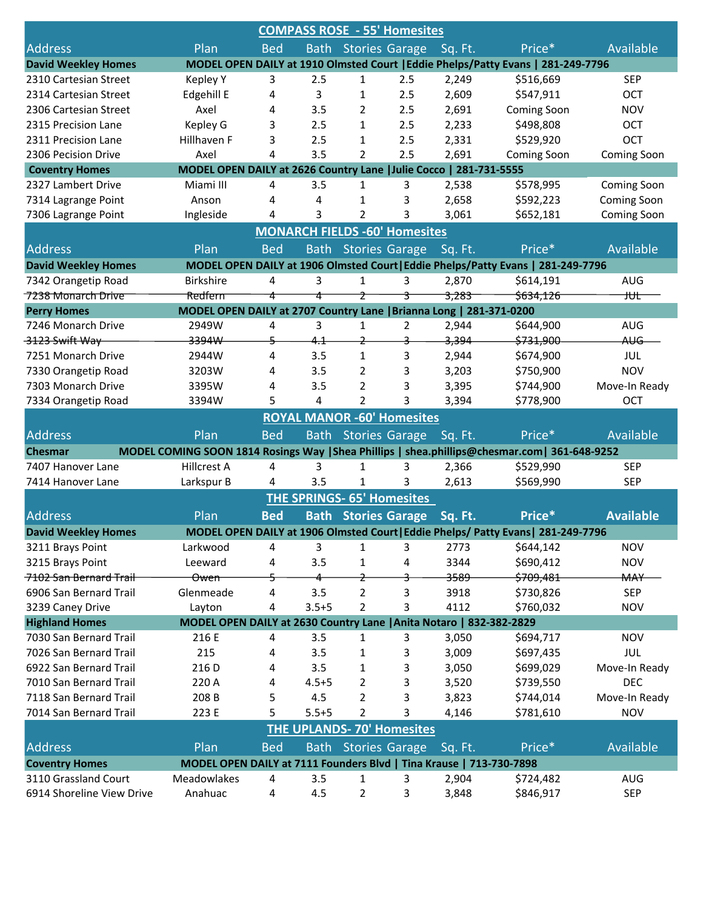## COMPASS ROSE - 55' Homesites

| Address | Plan | Bed | Bath | Stories | Garage | Sq. Ft. | Price* | Available |
|---|---|---|---|---|---|---|---|---|
| **David Weekley Homes** | **MODEL OPEN DAILY at 1910 Olmsted Court \|Eddie Phelps/Patty Evans \| 281-249-7796** | | | | | | | |
| 2310 Cartesian Street | Kepley Y | 3 | 2.5 | 1 | 2.5 | 2,249 | $516,669 | SEP |
| 2314 Cartesian Street | Edgehill E | 4 | 3 | 1 | 2.5 | 2,609 | $547,911 | OCT |
| 2306 Cartesian Street | Axel | 4 | 3.5 | 2 | 2.5 | 2,691 | Coming Soon | NOV |
| 2315 Precision Lane | Kepley G | 3 | 2.5 | 1 | 2.5 | 2,233 | $498,808 | OCT |
| 2311 Precision Lane | Hillhaven F | 3 | 2.5 | 1 | 2.5 | 2,331 | $529,920 | OCT |
| 2306 Pecision Drive | Axel | 4 | 3.5 | 2 | 2.5 | 2,691 | Coming Soon | Coming Soon |
| **Coventry Homes** | **MODEL OPEN DAILY at 2626 Country Lane \|Julie Cocco \| 281-731-5555** | | | | | | | |
| 2327 Lambert Drive | Miami III | 4 | 3.5 | 1 | 3 | 2,538 | $578,995 | Coming Soon |
| 7314 Lagrange Point | Anson | 4 | 4 | 1 | 3 | 2,658 | $592,223 | Coming Soon |
| 7306 Lagrange Point | Ingleside | 4 | 3 | 2 | 3 | 3,061 | $652,181 | Coming Soon |

## MONARCH FIELDS -60' Homesites

| Address | Plan | Bed | Bath | Stories | Garage | Sq. Ft. | Price* | Available |
|---|---|---|---|---|---|---|---|---|
| **David Weekley Homes** | **MODEL OPEN DAILY at 1906 Olmsted Court\|Eddie Phelps/Patty Evans \| 281-249-7796** | | | | | | | |
| 7342 Orangetip Road | Birkshire | 4 | 3 | 1 | 3 | 2,870 | $614,191 | AUG |
| ~~7238 Monarch Drive~~ | ~~Redfern~~ | ~~4~~ | ~~4~~ | ~~2~~ | ~~3~~ | ~~3,283~~ | ~~$634,126~~ | ~~JUL~~ |
| **Perry Homes** | **MODEL OPEN DAILY at 2707 Country Lane \|Brianna Long \| 281-371-0200** | | | | | | | |
| 7246 Monarch Drive | 2949W | 4 | 3 | 1 | 2 | 2,944 | $644,900 | AUG |
| ~~3123 Swift Way~~ | ~~3394W~~ | ~~5~~ | ~~4.1~~ | ~~2~~ | ~~3~~ | ~~3,394~~ | ~~$731,900~~ | ~~AUG~~ |
| 7251 Monarch Drive | 2944W | 4 | 3.5 | 1 | 3 | 2,944 | $674,900 | JUL |
| 7330 Orangetip Road | 3203W | 4 | 3.5 | 2 | 3 | 3,203 | $750,900 | NOV |
| 7303 Monarch Drive | 3395W | 4 | 3.5 | 2 | 3 | 3,395 | $744,900 | Move-In Ready |
| 7334 Orangetip Road | 3394W | 5 | 4 | 2 | 3 | 3,394 | $778,900 | OCT |

## ROYAL MANOR -60' Homesites

| Address | Plan | Bed | Bath | Stories | Garage | Sq. Ft. | Price* | Available |
|---|---|---|---|---|---|---|---|---|
| **Chesmar** | **MODEL COMING SOON 1814 Rosings Way \|Shea Phillips \| shea.phillips@chesmar.com\| 361-648-9252** | | | | | | | |
| 7407 Hanover Lane | Hillcrest A | 4 | 3 | 1 | 3 | 2,366 | $529,990 | SEP |
| 7414 Hanover Lane | Larkspur B | 4 | 3.5 | 1 | 3 | 2,613 | $569,990 | SEP |

## THE SPRINGS- 65' Homesites

| Address | Plan | Bed | Bath | Stories | Garage | Sq. Ft. | Price* | Available |
|---|---|---|---|---|---|---|---|---|
| **David Weekley Homes** | **MODEL OPEN DAILY at 1906 Olmsted Court\|Eddie Phelps/ Patty Evans\| 281-249-7796** | | | | | | | |
| 3211 Brays Point | Larkwood | 4 | 3 | 1 | 3 | 2773 | $644,142 | NOV |
| 3215 Brays Point | Leeward | 4 | 3.5 | 1 | 4 | 3344 | $690,412 | NOV |
| ~~7102 San Bernard Trail~~ | ~~Owen~~ | ~~5~~ | ~~4~~ | ~~2~~ | ~~3~~ | ~~3589~~ | ~~$709,481~~ | ~~MAY~~ |
| 6906 San Bernard Trail | Glenmeade | 4 | 3.5 | 2 | 3 | 3918 | $730,826 | SEP |
| 3239 Caney Drive | Layton | 4 | 3.5+5 | 2 | 3 | 4112 | $760,032 | NOV |
| **Highland Homes** | **MODEL OPEN DAILY at 2630 Country Lane \|Anita Notaro \| 832-382-2829** | | | | | | | |
| 7030 San Bernard Trail | 216 E | 4 | 3.5 | 1 | 3 | 3,050 | $694,717 | NOV |
| 7026 San Bernard Trail | 215 | 4 | 3.5 | 1 | 3 | 3,009 | $697,435 | JUL |
| 6922 San Bernard Trail | 216 D | 4 | 3.5 | 1 | 3 | 3,050 | $699,029 | Move-In Ready |
| 7010 San Bernard Trail | 220 A | 4 | 4.5+5 | 2 | 3 | 3,520 | $739,550 | DEC |
| 7118 San Bernard Trail | 208 B | 5 | 4.5 | 2 | 3 | 3,823 | $744,014 | Move-In Ready |
| 7014 San Bernard Trail | 223 E | 5 | 5.5+5 | 2 | 3 | 4,146 | $781,610 | NOV |

## THE UPLANDS- 70' Homesites

| Address | Plan | Bed | Bath | Stories | Garage | Sq. Ft. | Price* | Available |
|---|---|---|---|---|---|---|---|---|
| **Coventry Homes** | **MODEL OPEN DAILY at 7111 Founders Blvd \| Tina Krause \| 713-730-7898** | | | | | | | |
| 3110 Grassland Court | Meadowlakes | 4 | 3.5 | 1 | 3 | 2,904 | $724,482 | AUG |
| 6914 Shoreline View Drive | Anahuac | 4 | 4.5 | 2 | 3 | 3,848 | $846,917 | SEP |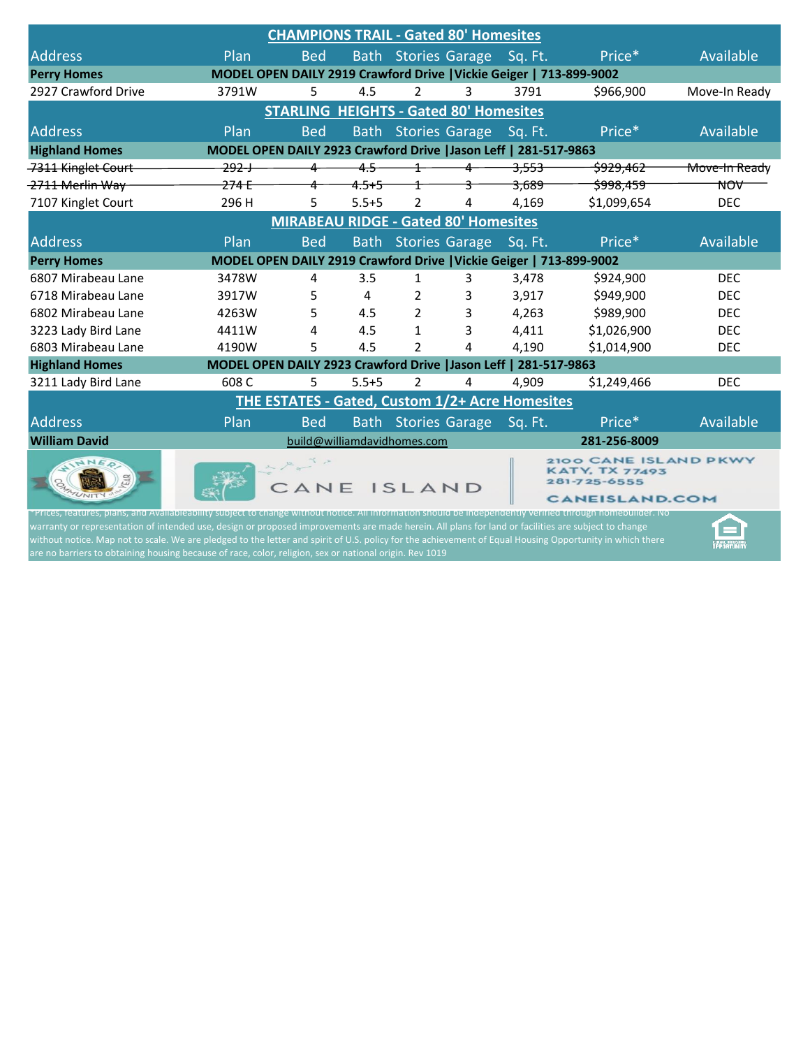| Address | Plan | Bed | Bath | Stories | Garage | Sq. Ft. | Price* | Available |
|---|---|---|---|---|---|---|---|---|
| **CHAMPIONS TRAIL - Gated 80' Homesites** | | | | | | | | |
| **Perry Homes** | **MODEL OPEN DAILY 2919 Crawford Drive \|Vickie Geiger \| 713-899-9002** | | | | | | | |
| 2927 Crawford Drive | 3791W | 5 | 4.5 | 2 | 3 | 3791 | $966,900 | Move-In Ready |
| **STARLING HEIGHTS - Gated 80' Homesites** | | | | | | | | |
| **Highland Homes** | **MODEL OPEN DAILY 2923 Crawford Drive \|Jason Leff \| 281-517-9863** | | | | | | | |
| ~~7311 Kinglet Court~~ | ~~292 J~~ | ~~4~~ | ~~4.5~~ | ~~1~~ | ~~4~~ | ~~3,553~~ | ~~$929,462~~ | ~~Move-In Ready~~ |
| ~~2711 Merlin Way~~ | ~~274 E~~ | ~~4~~ | ~~4.5+5~~ | ~~1~~ | ~~3~~ | ~~3,689~~ | ~~$998,459~~ | ~~NOV~~ |
| 7107 Kinglet Court | 296 H | 5 | 5.5+5 | 2 | 4 | 4,169 | $1,099,654 | DEC |
| **MIRABEAU RIDGE - Gated 80' Homesites** | | | | | | | | |
| **Perry Homes** | **MODEL OPEN DAILY 2919 Crawford Drive \|Vickie Geiger \| 713-899-9002** | | | | | | | |
| 6807 Mirabeau Lane | 3478W | 4 | 3.5 | 1 | 3 | 3,478 | $924,900 | DEC |
| 6718 Mirabeau Lane | 3917W | 5 | 4 | 2 | 3 | 3,917 | $949,900 | DEC |
| 6802 Mirabeau Lane | 4263W | 5 | 4.5 | 2 | 3 | 4,263 | $989,900 | DEC |
| 3223 Lady Bird Lane | 4411W | 4 | 4.5 | 1 | 3 | 4,411 | $1,026,900 | DEC |
| 6803 Mirabeau Lane | 4190W | 5 | 4.5 | 2 | 4 | 4,190 | $1,014,900 | DEC |
| **Highland Homes** | **MODEL OPEN DAILY 2923 Crawford Drive \|Jason Leff \| 281-517-9863** | | | | | | | |
| 3211 Lady Bird Lane | 608 C | 5 | 5.5+5 | 2 | 4 | 4,909 | $1,249,466 | DEC |
| **THE ESTATES - Gated, Custom 1/2+ Acre Homesites** | | | | | | | | |
| **William David** | build@williamdavidhomes.com | | | | | | **281-256-8009** | |

CANE ISLAND

2100 CANE ISLAND PKWY
KATY, TX 77493
281-725-6555

CANEISLAND.COM

*Prices, features, plans, and Availableability subject to change without notice. All information should be independently verified through homebuilder. No warranty or representation of intended use, design or proposed improvements are made herein. All plans for land or facilities are subject to change without notice. Map not to scale. We are pledged to the letter and spirit of U.S. policy for the achievement of Equal Housing Opportunity in which there are no barriers to obtaining housing because of race, color, religion, sex or national origin. Rev 1019